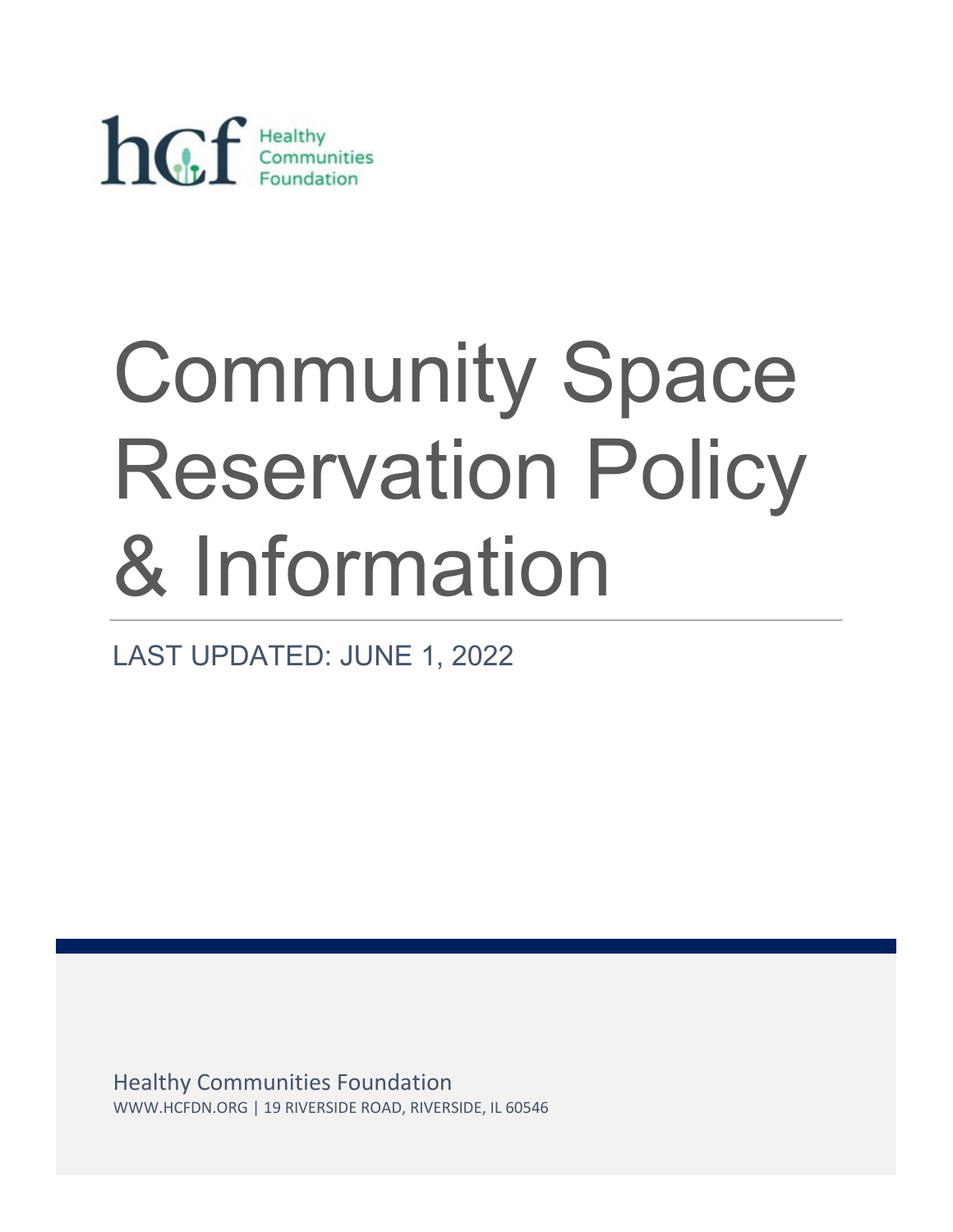hcf Healthy Communities Foundation

# Community Space Reservation Policy & Information

LAST UPDATED: JUNE 1, 2022

Healthy Communities Foundation

WWW.HCFDN.ORG | 19 RIVERSIDE ROAD, RIVERSIDE, IL 60546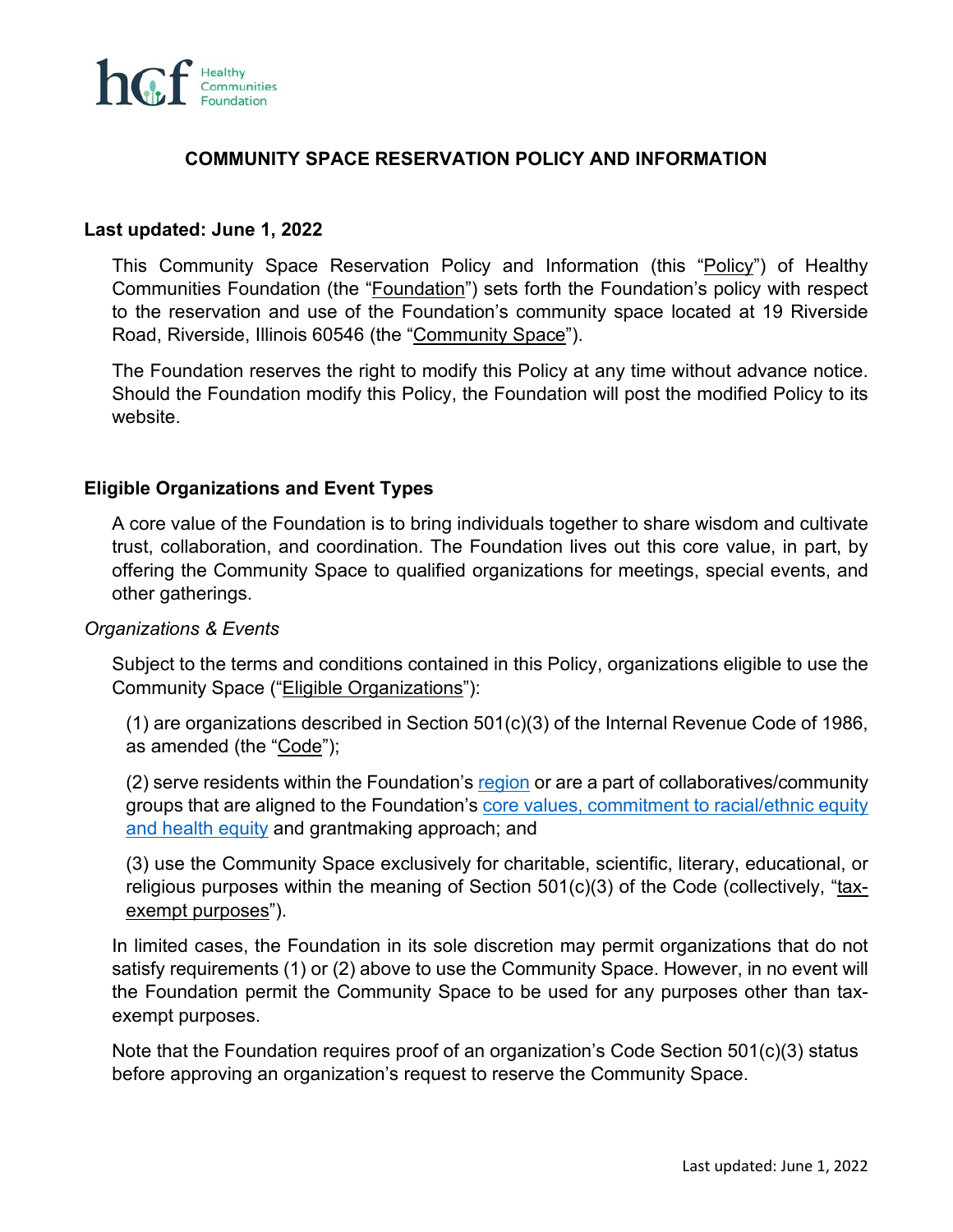## COMMUNITY SPACE RESERVATION POLICY AND INFORMATION

**Last updated: June 1, 2022**

This Community Space Reservation Policy and Information (this "Policy") of Healthy Communities Foundation (the "Foundation") sets forth the Foundation's policy with respect to the reservation and use of the Foundation's community space located at 19 Riverside Road, Riverside, Illinois 60546 (the "Community Space").

The Foundation reserves the right to modify this Policy at any time without advance notice. Should the Foundation modify this Policy, the Foundation will post the modified Policy to its website.

### Eligible Organizations and Event Types

A core value of the Foundation is to bring individuals together to share wisdom and cultivate trust, collaboration, and coordination. The Foundation lives out this core value, in part, by offering the Community Space to qualified organizations for meetings, special events, and other gatherings.

*Organizations & Events*

Subject to the terms and conditions contained in this Policy, organizations eligible to use the Community Space ("Eligible Organizations"):

(1) are organizations described in Section 501(c)(3) of the Internal Revenue Code of 1986, as amended (the "Code");

(2) serve residents within the Foundation's region or are a part of collaboratives/community groups that are aligned to the Foundation's core values, commitment to racial/ethnic equity and health equity and grantmaking approach; and

(3) use the Community Space exclusively for charitable, scientific, literary, educational, or religious purposes within the meaning of Section 501(c)(3) of the Code (collectively, "tax-exempt purposes").

In limited cases, the Foundation in its sole discretion may permit organizations that do not satisfy requirements (1) or (2) above to use the Community Space. However, in no event will the Foundation permit the Community Space to be used for any purposes other than tax-exempt purposes.

Note that the Foundation requires proof of an organization's Code Section 501(c)(3) status before approving an organization's request to reserve the Community Space.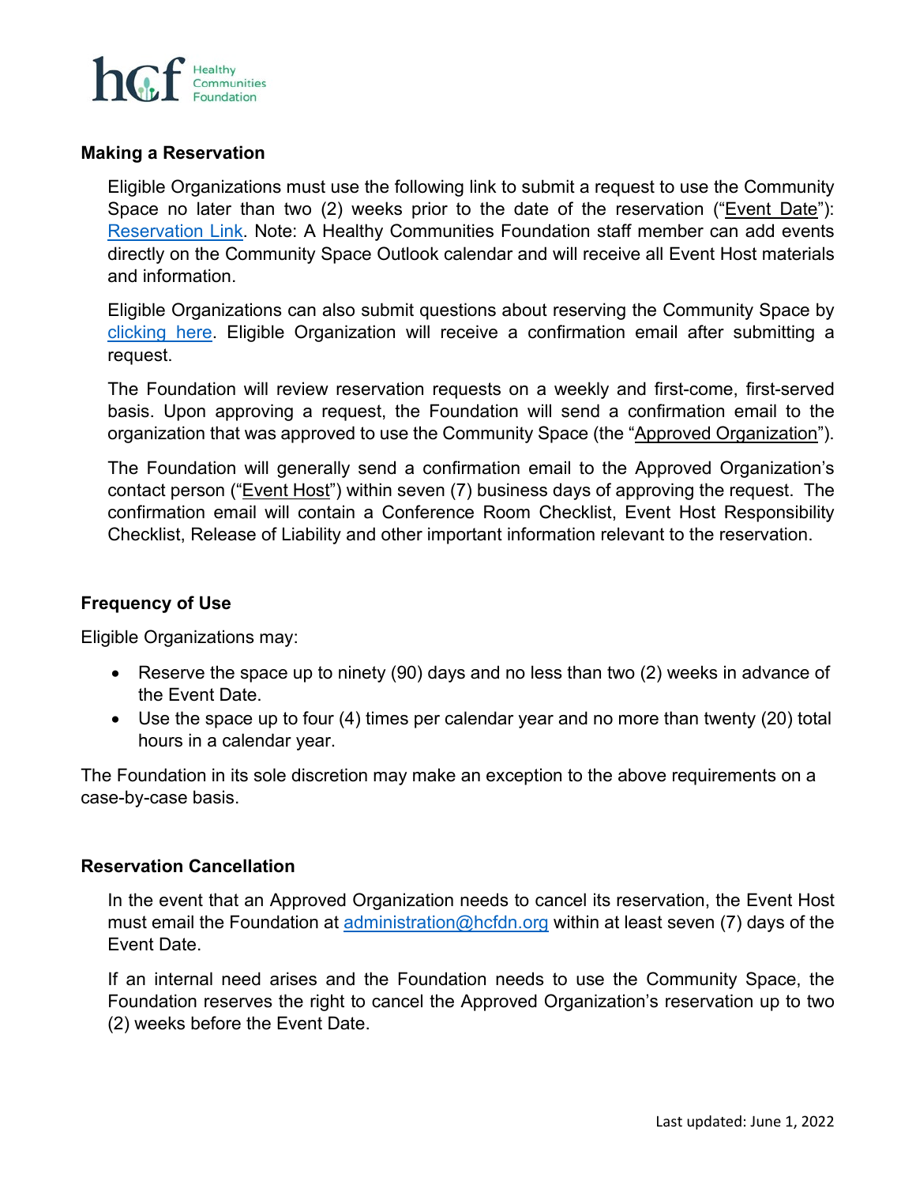**Making a Reservation**

Eligible Organizations must use the following link to submit a request to use the Community Space no later than two (2) weeks prior to the date of the reservation ("Event Date"): Reservation Link. Note: A Healthy Communities Foundation staff member can add events directly on the Community Space Outlook calendar and will receive all Event Host materials and information.

Eligible Organizations can also submit questions about reserving the Community Space by clicking here. Eligible Organization will receive a confirmation email after submitting a request.

The Foundation will review reservation requests on a weekly and first-come, first-served basis. Upon approving a request, the Foundation will send a confirmation email to the organization that was approved to use the Community Space (the "Approved Organization").

The Foundation will generally send a confirmation email to the Approved Organization's contact person ("Event Host") within seven (7) business days of approving the request. The confirmation email will contain a Conference Room Checklist, Event Host Responsibility Checklist, Release of Liability and other important information relevant to the reservation.

**Frequency of Use**

Eligible Organizations may:

- Reserve the space up to ninety (90) days and no less than two (2) weeks in advance of the Event Date.
- Use the space up to four (4) times per calendar year and no more than twenty (20) total hours in a calendar year.

The Foundation in its sole discretion may make an exception to the above requirements on a case-by-case basis.

**Reservation Cancellation**

In the event that an Approved Organization needs to cancel its reservation, the Event Host must email the Foundation at administration@hcfdn.org within at least seven (7) days of the Event Date.

If an internal need arises and the Foundation needs to use the Community Space, the Foundation reserves the right to cancel the Approved Organization's reservation up to two (2) weeks before the Event Date.

Last updated: June 1, 2022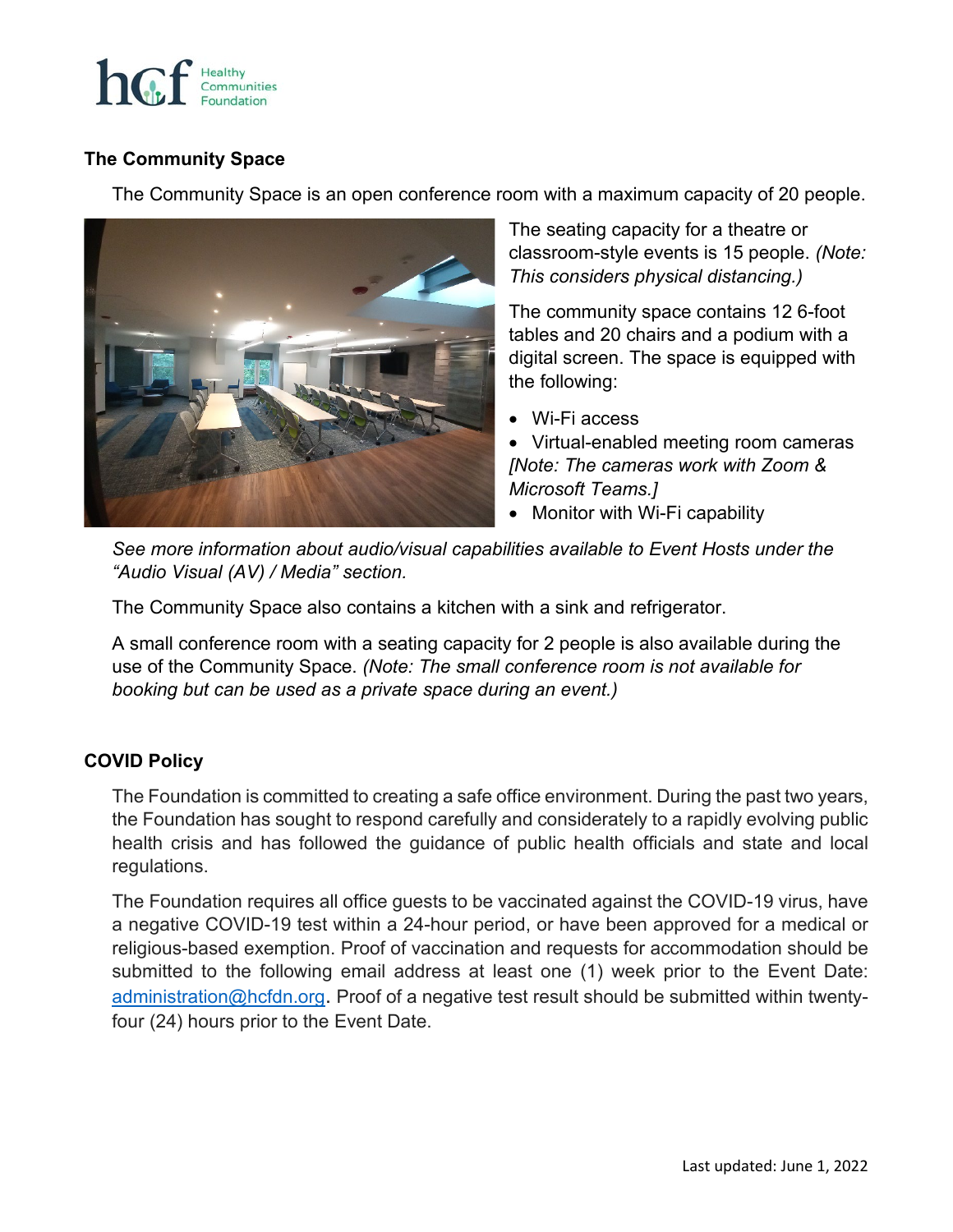### The Community Space

The Community Space is an open conference room with a maximum capacity of 20 people.

The seating capacity for a theatre or classroom-style events is 15 people. *(Note: This considers physical distancing.)*

The community space contains 12 6-foot tables and 20 chairs and a podium with a digital screen. The space is equipped with the following:

- Wi-Fi access
- Virtual-enabled meeting room cameras *[Note: The cameras work with Zoom & Microsoft Teams.]*
- Monitor with Wi-Fi capability

*See more information about audio/visual capabilities available to Event Hosts under the "Audio Visual (AV) / Media" section.*

The Community Space also contains a kitchen with a sink and refrigerator.

A small conference room with a seating capacity for 2 people is also available during the use of the Community Space. *(Note: The small conference room is not available for booking but can be used as a private space during an event.)*

### COVID Policy

The Foundation is committed to creating a safe office environment. During the past two years, the Foundation has sought to respond carefully and considerately to a rapidly evolving public health crisis and has followed the guidance of public health officials and state and local regulations.

The Foundation requires all office guests to be vaccinated against the COVID-19 virus, have a negative COVID-19 test within a 24-hour period, or have been approved for a medical or religious-based exemption. Proof of vaccination and requests for accommodation should be submitted to the following email address at least one (1) week prior to the Event Date: administration@hcfdn.org. Proof of a negative test result should be submitted within twenty-four (24) hours prior to the Event Date.

Last updated: June 1, 2022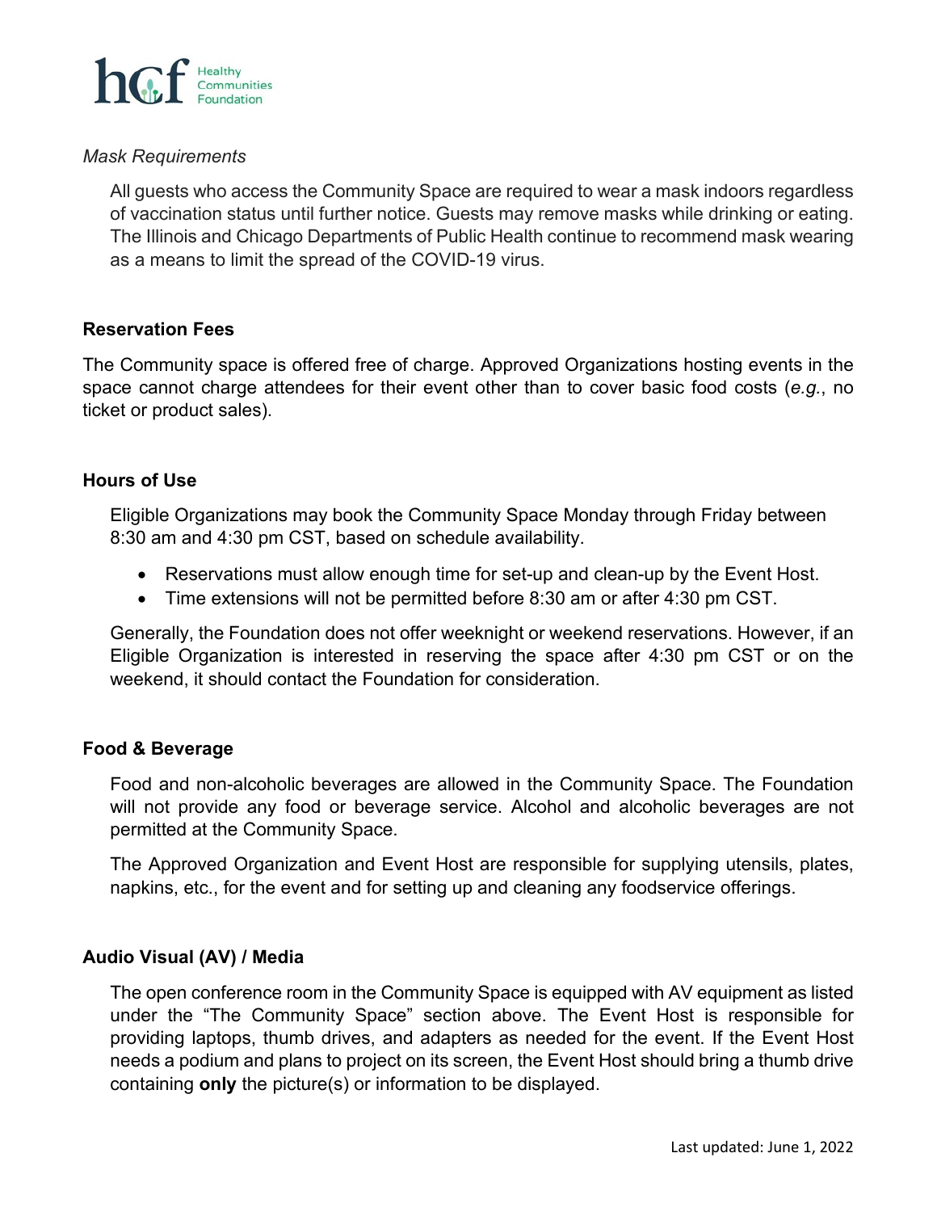*Mask Requirements*

All guests who access the Community Space are required to wear a mask indoors regardless of vaccination status until further notice. Guests may remove masks while drinking or eating. The Illinois and Chicago Departments of Public Health continue to recommend mask wearing as a means to limit the spread of the COVID-19 virus.

## Reservation Fees

The Community space is offered free of charge. Approved Organizations hosting events in the space cannot charge attendees for their event other than to cover basic food costs (*e.g.*, no ticket or product sales).

## Hours of Use

Eligible Organizations may book the Community Space Monday through Friday between 8:30 am and 4:30 pm CST, based on schedule availability.

- Reservations must allow enough time for set-up and clean-up by the Event Host.
- Time extensions will not be permitted before 8:30 am or after 4:30 pm CST.

Generally, the Foundation does not offer weeknight or weekend reservations. However, if an Eligible Organization is interested in reserving the space after 4:30 pm CST or on the weekend, it should contact the Foundation for consideration.

## Food & Beverage

Food and non-alcoholic beverages are allowed in the Community Space. The Foundation will not provide any food or beverage service. Alcohol and alcoholic beverages are not permitted at the Community Space.

The Approved Organization and Event Host are responsible for supplying utensils, plates, napkins, etc., for the event and for setting up and cleaning any foodservice offerings.

## Audio Visual (AV) / Media

The open conference room in the Community Space is equipped with AV equipment as listed under the "The Community Space" section above. The Event Host is responsible for providing laptops, thumb drives, and adapters as needed for the event. If the Event Host needs a podium and plans to project on its screen, the Event Host should bring a thumb drive containing **only** the picture(s) or information to be displayed.

Last updated: June 1, 2022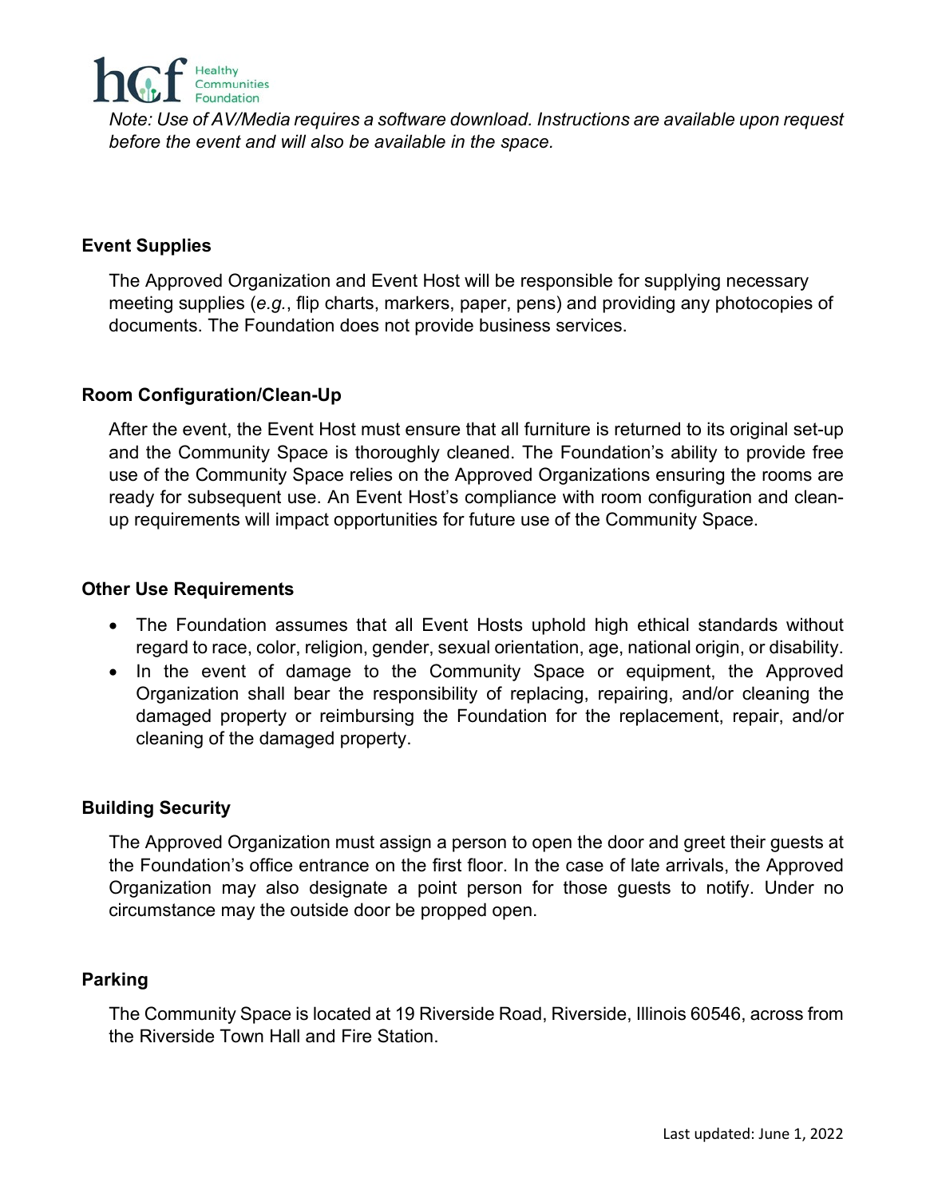*Note: Use of AV/Media requires a software download. Instructions are available upon request before the event and will also be available in the space.*

**Event Supplies**

The Approved Organization and Event Host will be responsible for supplying necessary meeting supplies (*e.g.*, flip charts, markers, paper, pens) and providing any photocopies of documents. The Foundation does not provide business services.

**Room Configuration/Clean-Up**

After the event, the Event Host must ensure that all furniture is returned to its original set-up and the Community Space is thoroughly cleaned. The Foundation's ability to provide free use of the Community Space relies on the Approved Organizations ensuring the rooms are ready for subsequent use. An Event Host's compliance with room configuration and clean-up requirements will impact opportunities for future use of the Community Space.

**Other Use Requirements**

- The Foundation assumes that all Event Hosts uphold high ethical standards without regard to race, color, religion, gender, sexual orientation, age, national origin, or disability.
- In the event of damage to the Community Space or equipment, the Approved Organization shall bear the responsibility of replacing, repairing, and/or cleaning the damaged property or reimbursing the Foundation for the replacement, repair, and/or cleaning of the damaged property.

**Building Security**

The Approved Organization must assign a person to open the door and greet their guests at the Foundation's office entrance on the first floor. In the case of late arrivals, the Approved Organization may also designate a point person for those guests to notify. Under no circumstance may the outside door be propped open.

**Parking**

The Community Space is located at 19 Riverside Road, Riverside, Illinois 60546, across from the Riverside Town Hall and Fire Station.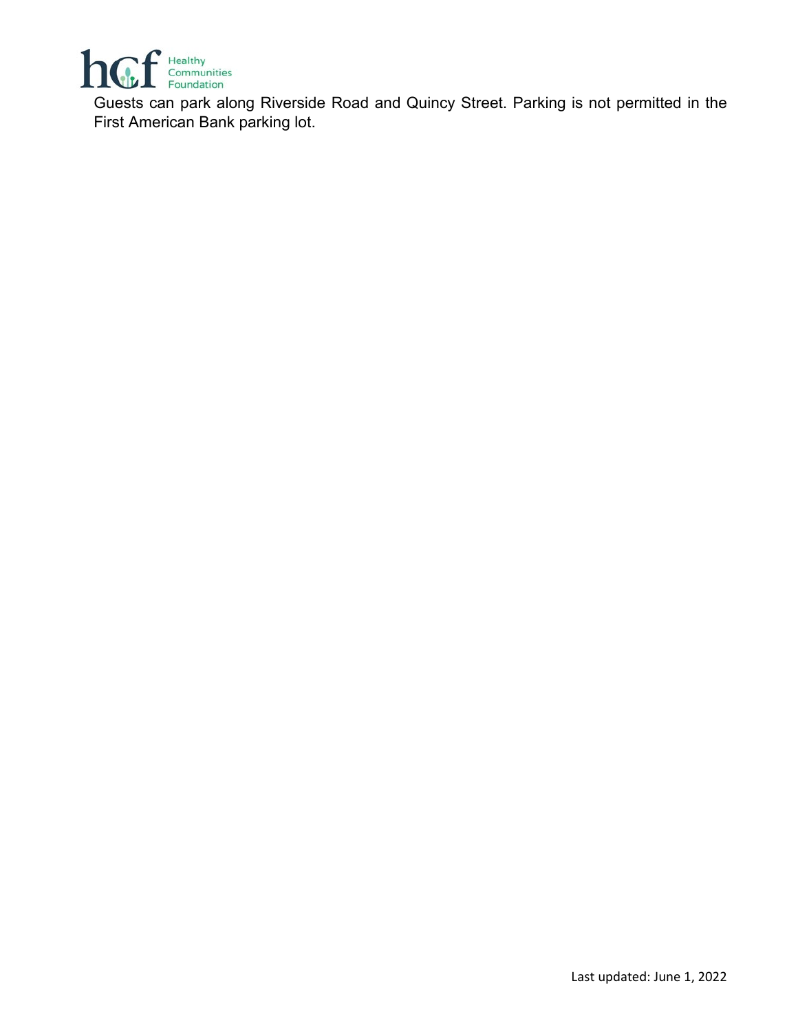Guests can park along Riverside Road and Quincy Street. Parking is not permitted in the First American Bank parking lot.

Last updated: June 1, 2022